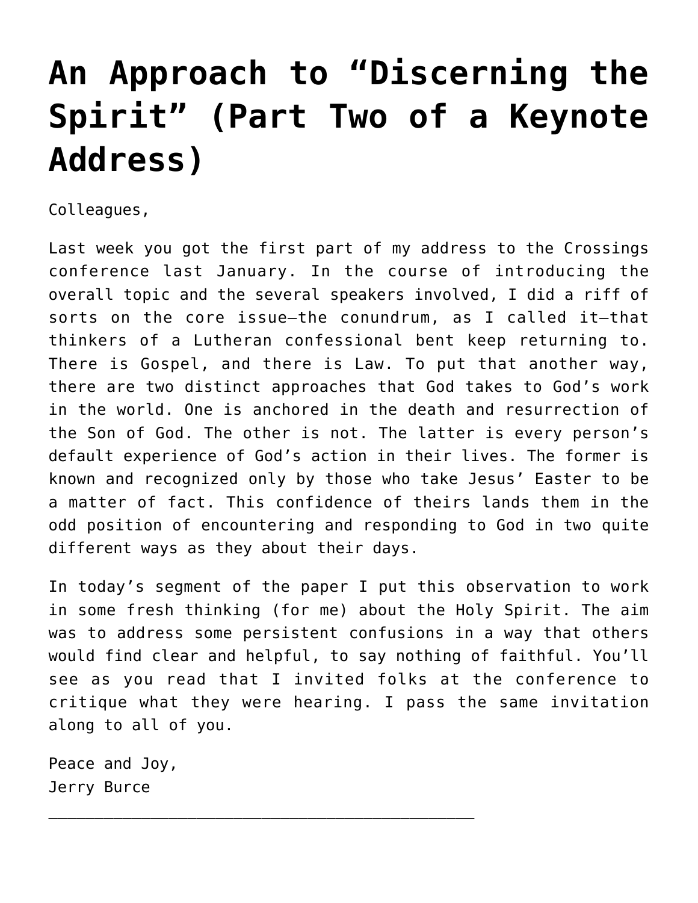# An Approach to "Discerning the Spirit" (Part Two of a Keynote Address)

Colleagues,

Last week you got the first part of my address to the Crossings conference last January. In the course of introducing the overall topic and the several speakers involved, I did a riff of sorts on the core issue—the conundrum, as I called it—that thinkers of a Lutheran confessional bent keep returning to. There is Gospel, and there is Law. To put that another way, there are two distinct approaches that God takes to God's work in the world. One is anchored in the death and resurrection of the Son of God. The other is not. The latter is every person's default experience of God's action in their lives. The former is known and recognized only by those who take Jesus' Easter to be a matter of fact. This confidence of theirs lands them in the odd position of encountering and responding to God in two quite different ways as they about their days.

In today's segment of the paper I put this observation to work in some fresh thinking (for me) about the Holy Spirit. The aim was to address some persistent confusions in a way that others would find clear and helpful, to say nothing of faithful. You'll see as you read that I invited folks at the conference to critique what they were hearing. I pass the same invitation along to all of you.

Peace and Joy,  
Jerry Burce

---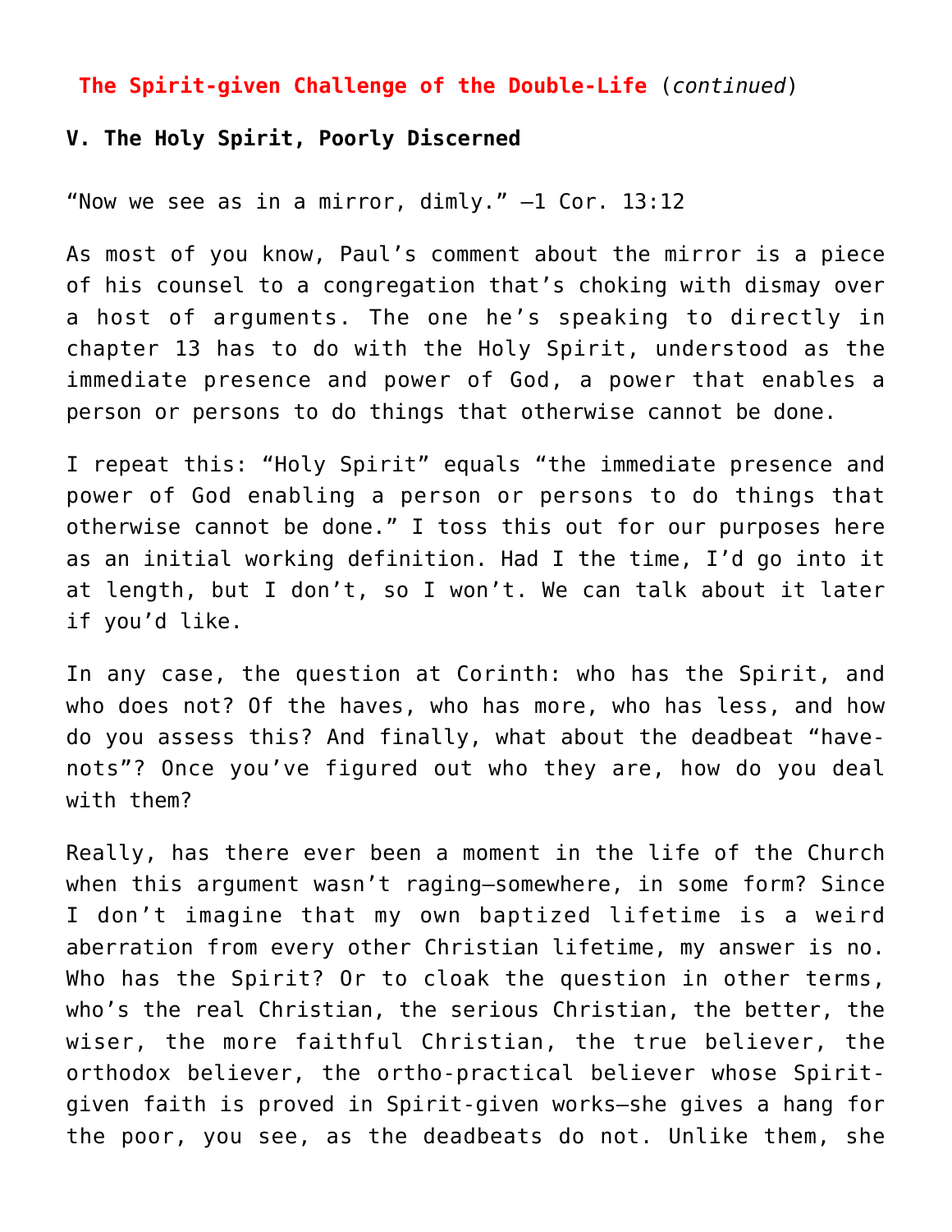**The Spirit-given Challenge of the Double-Life** (*continued*)

**V. The Holy Spirit, Poorly Discerned**

“Now we see as in a mirror, dimly.” —1 Cor. 13:12

As most of you know, Paul’s comment about the mirror is a piece of his counsel to a congregation that’s choking with dismay over a host of arguments. The one he’s speaking to directly in chapter 13 has to do with the Holy Spirit, understood as the immediate presence and power of God, a power that enables a person or persons to do things that otherwise cannot be done.

I repeat this: “Holy Spirit” equals “the immediate presence and power of God enabling a person or persons to do things that otherwise cannot be done.” I toss this out for our purposes here as an initial working definition. Had I the time, I’d go into it at length, but I don’t, so I won’t. We can talk about it later if you’d like.

In any case, the question at Corinth: who has the Spirit, and who does not? Of the haves, who has more, who has less, and how do you assess this? And finally, what about the deadbeat “have-nots”? Once you’ve figured out who they are, how do you deal with them?

Really, has there ever been a moment in the life of the Church when this argument wasn’t raging—somewhere, in some form? Since I don’t imagine that my own baptized lifetime is a weird aberration from every other Christian lifetime, my answer is no. Who has the Spirit? Or to cloak the question in other terms, who’s the real Christian, the serious Christian, the better, the wiser, the more faithful Christian, the true believer, the orthodox believer, the ortho-practical believer whose Spirit-given faith is proved in Spirit-given works—she gives a hang for the poor, you see, as the deadbeats do not. Unlike them, she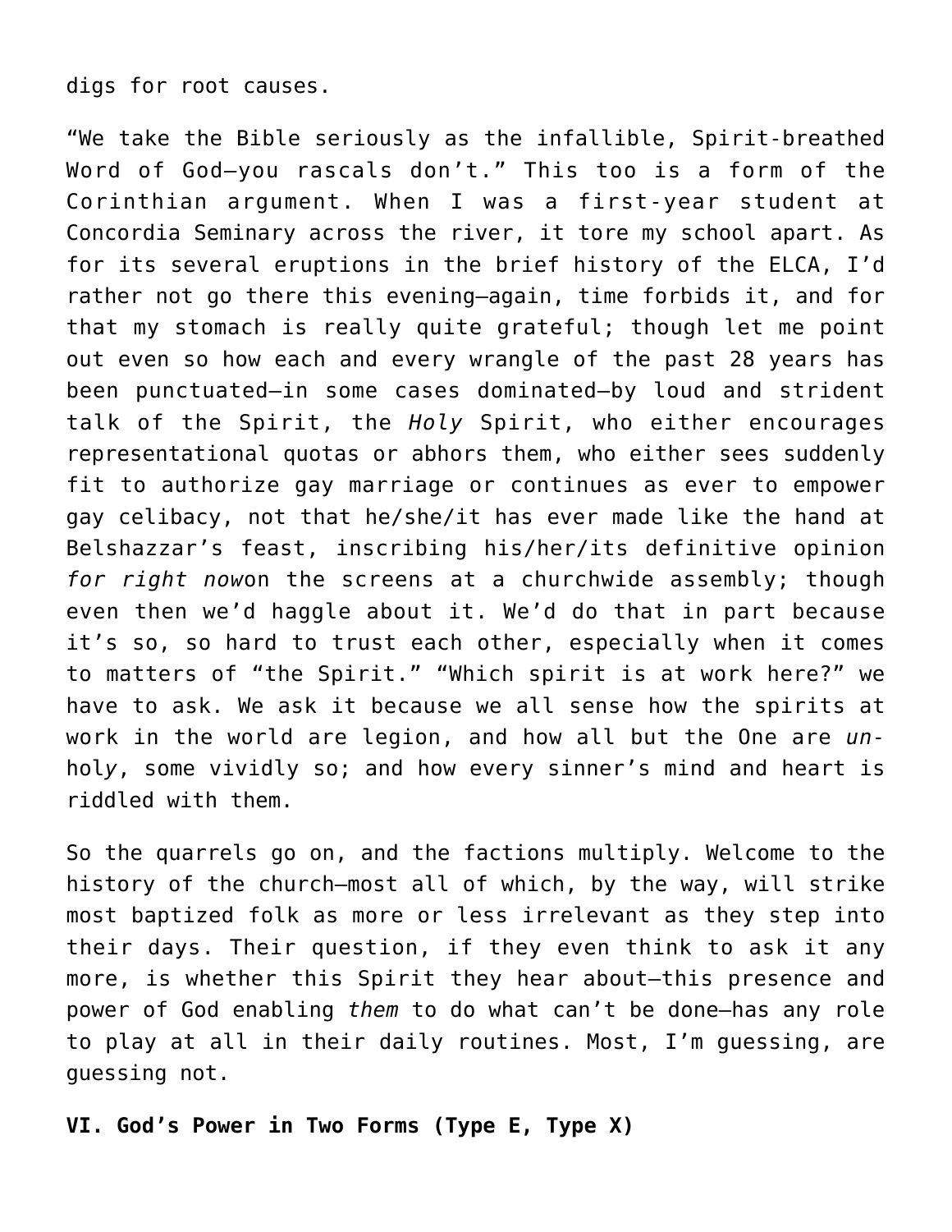digs for root causes.

"We take the Bible seriously as the infallible, Spirit-breathed Word of God—you rascals don't." This too is a form of the Corinthian argument. When I was a first-year student at Concordia Seminary across the river, it tore my school apart. As for its several eruptions in the brief history of the ELCA, I'd rather not go there this evening—again, time forbids it, and for that my stomach is really quite grateful; though let me point out even so how each and every wrangle of the past 28 years has been punctuated—in some cases dominated—by loud and strident talk of the Spirit, the *Holy* Spirit, who either encourages representational quotas or abhors them, who either sees suddenly fit to authorize gay marriage or continues as ever to empower gay celibacy, not that he/she/it has ever made like the hand at Belshazzar's feast, inscribing his/her/its definitive opinion *for right now*on the screens at a churchwide assembly; though even then we'd haggle about it. We'd do that in part because it's so, so hard to trust each other, especially when it comes to matters of "the Spirit." "Which spirit is at work here?" we have to ask. We ask it because we all sense how the spirits at work in the world are legion, and how all but the One are *un*-hol*y*, some vividly so; and how every sinner's mind and heart is riddled with them.

So the quarrels go on, and the factions multiply. Welcome to the history of the church—most all of which, by the way, will strike most baptized folk as more or less irrelevant as they step into their days. Their question, if they even think to ask it any more, is whether this Spirit they hear about—this presence and power of God enabling *them* to do what can't be done—has any role to play at all in their daily routines. Most, I'm guessing, are guessing not.

**VI. God's Power in Two Forms (Type E, Type X)**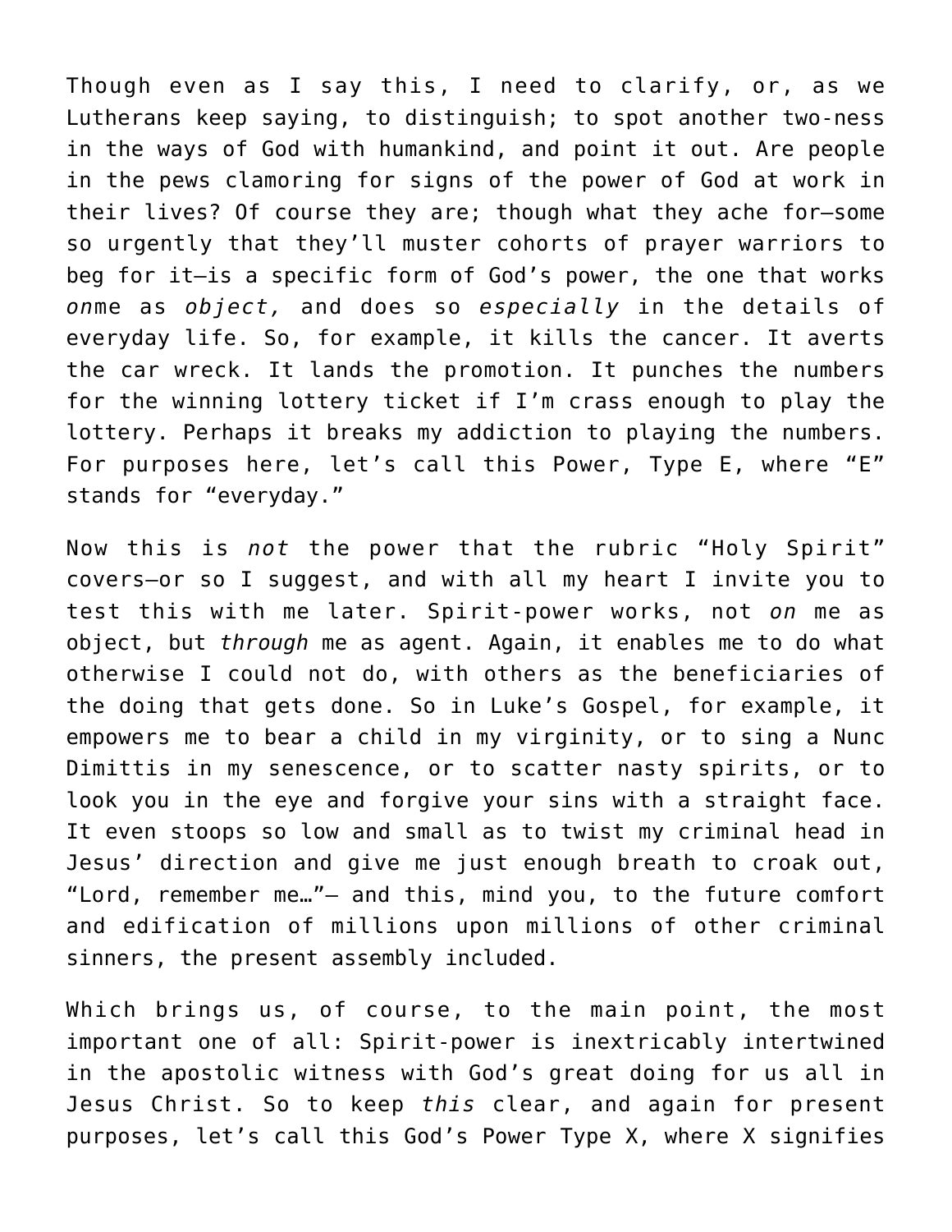Though even as I say this, I need to clarify, or, as we Lutherans keep saying, to distinguish; to spot another two-ness in the ways of God with humankind, and point it out. Are people in the pews clamoring for signs of the power of God at work in their lives? Of course they are; though what they ache for—some so urgently that they'll muster cohorts of prayer warriors to beg for it—is a specific form of God's power, the one that works *on*me as *object,* and does so *especially* in the details of everyday life. So, for example, it kills the cancer. It averts the car wreck. It lands the promotion. It punches the numbers for the winning lottery ticket if I'm crass enough to play the lottery. Perhaps it breaks my addiction to playing the numbers. For purposes here, let's call this Power, Type E, where "E" stands for "everyday."

Now this is *not* the power that the rubric "Holy Spirit" covers—or so I suggest, and with all my heart I invite you to test this with me later. Spirit-power works, not *on* me as object, but *through* me as agent. Again, it enables me to do what otherwise I could not do, with others as the beneficiaries of the doing that gets done. So in Luke's Gospel, for example, it empowers me to bear a child in my virginity, or to sing a Nunc Dimittis in my senescence, or to scatter nasty spirits, or to look you in the eye and forgive your sins with a straight face. It even stoops so low and small as to twist my criminal head in Jesus' direction and give me just enough breath to croak out, "Lord, remember me…"— and this, mind you, to the future comfort and edification of millions upon millions of other criminal sinners, the present assembly included.

Which brings us, of course, to the main point, the most important one of all: Spirit-power is inextricably intertwined in the apostolic witness with God's great doing for us all in Jesus Christ. So to keep *this* clear, and again for present purposes, let's call this God's Power Type X, where X signifies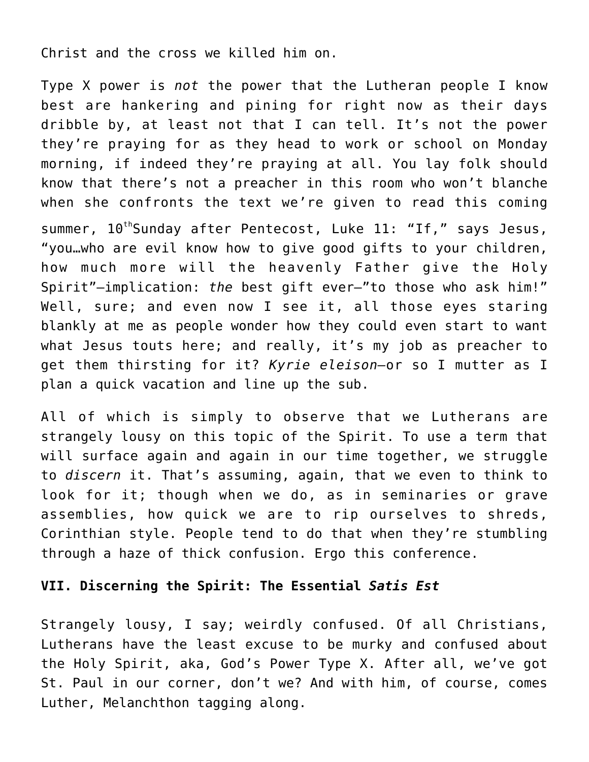Christ and the cross we killed him on.

Type X power is *not* the power that the Lutheran people I know best are hankering and pining for right now as their days dribble by, at least not that I can tell. It's not the power they're praying for as they head to work or school on Monday morning, if indeed they're praying at all. You lay folk should know that there's not a preacher in this room who won't blanche when she confronts the text we're given to read this coming summer, 10th Sunday after Pentecost, Luke 11: "If," says Jesus, "you…who are evil know how to give good gifts to your children, how much more will the heavenly Father give the Holy Spirit"—implication: *the* best gift ever—"to those who ask him!" Well, sure; and even now I see it, all those eyes staring blankly at me as people wonder how they could even start to want what Jesus touts here; and really, it's my job as preacher to get them thirsting for it? *Kyrie eleison*—or so I mutter as I plan a quick vacation and line up the sub.

All of which is simply to observe that we Lutherans are strangely lousy on this topic of the Spirit. To use a term that will surface again and again in our time together, we struggle to *discern* it. That's assuming, again, that we even to think to look for it; though when we do, as in seminaries or grave assemblies, how quick we are to rip ourselves to shreds, Corinthian style. People tend to do that when they're stumbling through a haze of thick confusion. Ergo this conference.

**VII. Discerning the Spirit: The Essential *Satis Est***

Strangely lousy, I say; weirdly confused. Of all Christians, Lutherans have the least excuse to be murky and confused about the Holy Spirit, aka, God's Power Type X. After all, we've got St. Paul in our corner, don't we? And with him, of course, comes Luther, Melanchthon tagging along.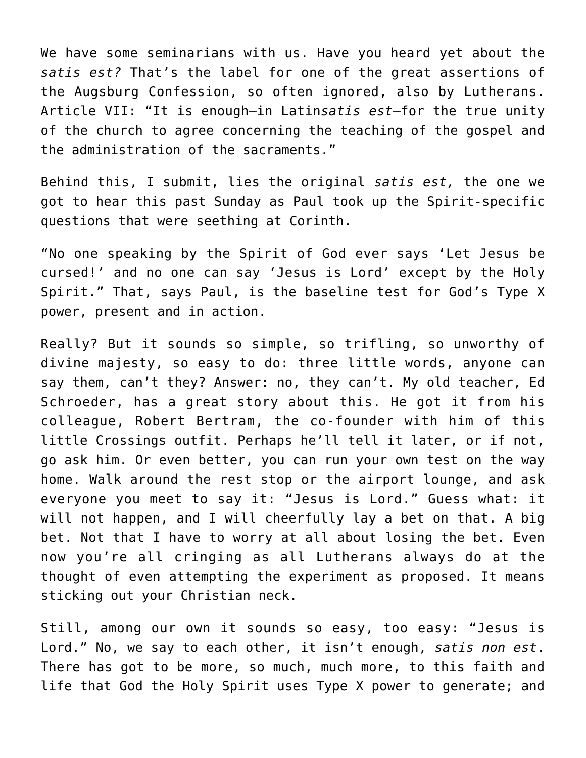We have some seminarians with us. Have you heard yet about the *satis est?* That's the label for one of the great assertions of the Augsburg Confession, so often ignored, also by Lutherans. Article VII: "It is enough—in Latin*satis est*—for the true unity of the church to agree concerning the teaching of the gospel and the administration of the sacraments."

Behind this, I submit, lies the original *satis est,* the one we got to hear this past Sunday as Paul took up the Spirit-specific questions that were seething at Corinth.

"No one speaking by the Spirit of God ever says 'Let Jesus be cursed!' and no one can say 'Jesus is Lord' except by the Holy Spirit." That, says Paul, is the baseline test for God's Type X power, present and in action.

Really? But it sounds so simple, so trifling, so unworthy of divine majesty, so easy to do: three little words, anyone can say them, can't they? Answer: no, they can't. My old teacher, Ed Schroeder, has a great story about this. He got it from his colleague, Robert Bertram, the co-founder with him of this little Crossings outfit. Perhaps he'll tell it later, or if not, go ask him. Or even better, you can run your own test on the way home. Walk around the rest stop or the airport lounge, and ask everyone you meet to say it: "Jesus is Lord." Guess what: it will not happen, and I will cheerfully lay a bet on that. A big bet. Not that I have to worry at all about losing the bet. Even now you're all cringing as all Lutherans always do at the thought of even attempting the experiment as proposed. It means sticking out your Christian neck.

Still, among our own it sounds so easy, too easy: "Jesus is Lord." No, we say to each other, it isn't enough, *satis non est*. There has got to be more, so much, much more, to this faith and life that God the Holy Spirit uses Type X power to generate; and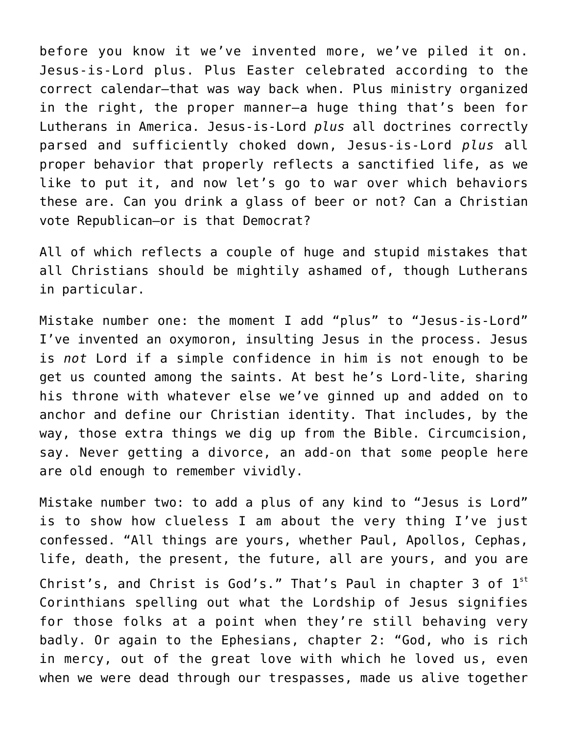before you know it we've invented more, we've piled it on. Jesus-is-Lord plus. Plus Easter celebrated according to the correct calendar—that was way back when. Plus ministry organized in the right, the proper manner—a huge thing that's been for Lutherans in America. Jesus-is-Lord *plus* all doctrines correctly parsed and sufficiently choked down, Jesus-is-Lord *plus* all proper behavior that properly reflects a sanctified life, as we like to put it, and now let's go to war over which behaviors these are. Can you drink a glass of beer or not? Can a Christian vote Republican—or is that Democrat?

All of which reflects a couple of huge and stupid mistakes that all Christians should be mightily ashamed of, though Lutherans in particular.

Mistake number one: the moment I add "plus" to "Jesus-is-Lord" I've invented an oxymoron, insulting Jesus in the process. Jesus is *not* Lord if a simple confidence in him is not enough to be get us counted among the saints. At best he's Lord-lite, sharing his throne with whatever else we've ginned up and added on to anchor and define our Christian identity. That includes, by the way, those extra things we dig up from the Bible. Circumcision, say. Never getting a divorce, an add-on that some people here are old enough to remember vividly.

Mistake number two: to add a plus of any kind to "Jesus is Lord" is to show how clueless I am about the very thing I've just confessed. "All things are yours, whether Paul, Apollos, Cephas, life, death, the present, the future, all are yours, and you are Christ's, and Christ is God's." That's Paul in chapter 3 of 1st Corinthians spelling out what the Lordship of Jesus signifies for those folks at a point when they're still behaving very badly. Or again to the Ephesians, chapter 2: "God, who is rich in mercy, out of the great love with which he loved us, even when we were dead through our trespasses, made us alive together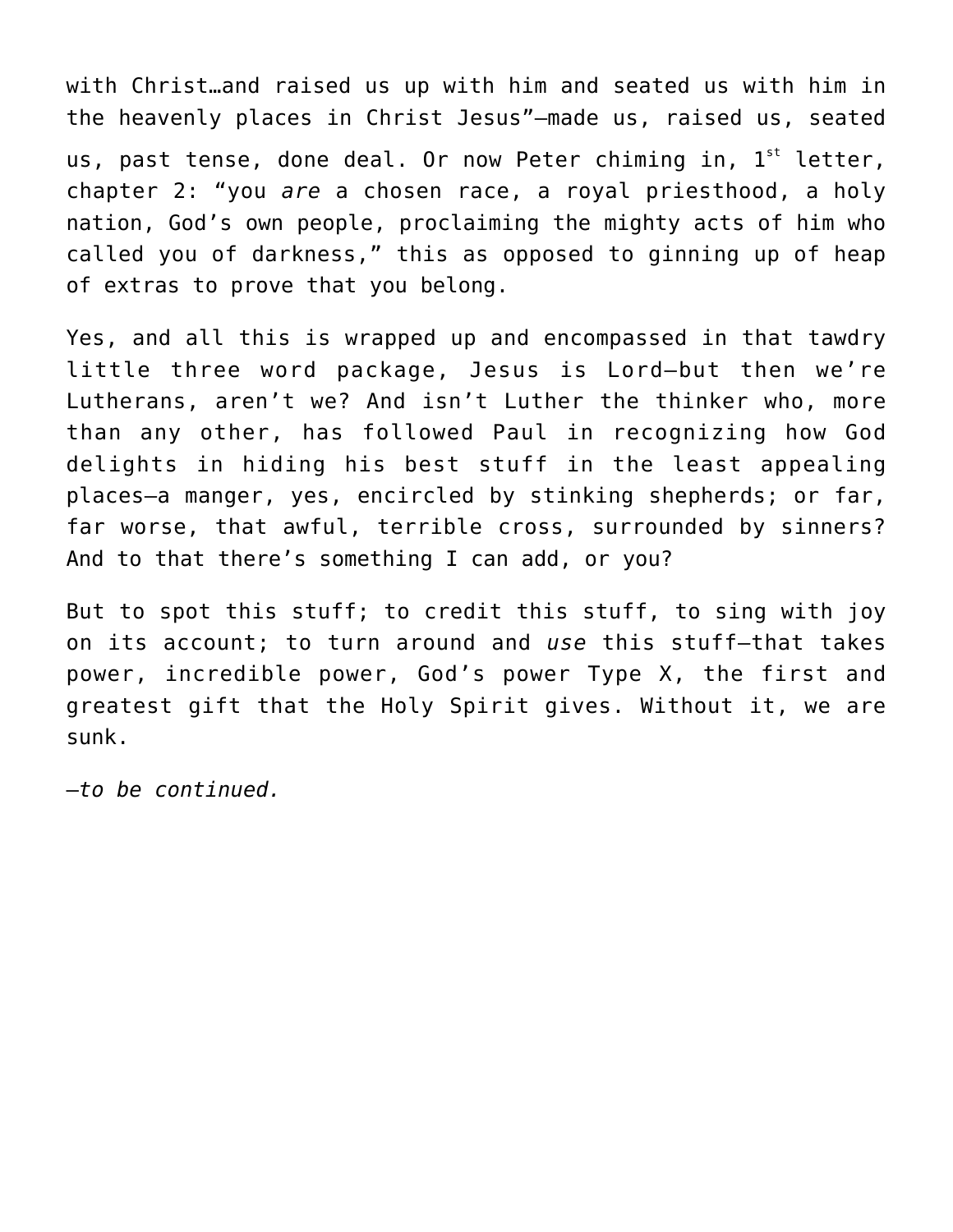with Christ…and raised us up with him and seated us with him in the heavenly places in Christ Jesus"—made us, raised us, seated us, past tense, done deal. Or now Peter chiming in, 1st letter, chapter 2: "you *are* a chosen race, a royal priesthood, a holy nation, God's own people, proclaiming the mighty acts of him who called you of darkness," this as opposed to ginning up of heap of extras to prove that you belong.

Yes, and all this is wrapped up and encompassed in that tawdry little three word package, Jesus is Lord—but then we're Lutherans, aren't we? And isn't Luther the thinker who, more than any other, has followed Paul in recognizing how God delights in hiding his best stuff in the least appealing places—a manger, yes, encircled by stinking shepherds; or far, far worse, that awful, terrible cross, surrounded by sinners? And to that there's something I can add, or you?

But to spot this stuff; to credit this stuff, to sing with joy on its account; to turn around and *use* this stuff—that takes power, incredible power, God's power Type X, the first and greatest gift that the Holy Spirit gives. Without it, we are sunk.

*—to be continued.*